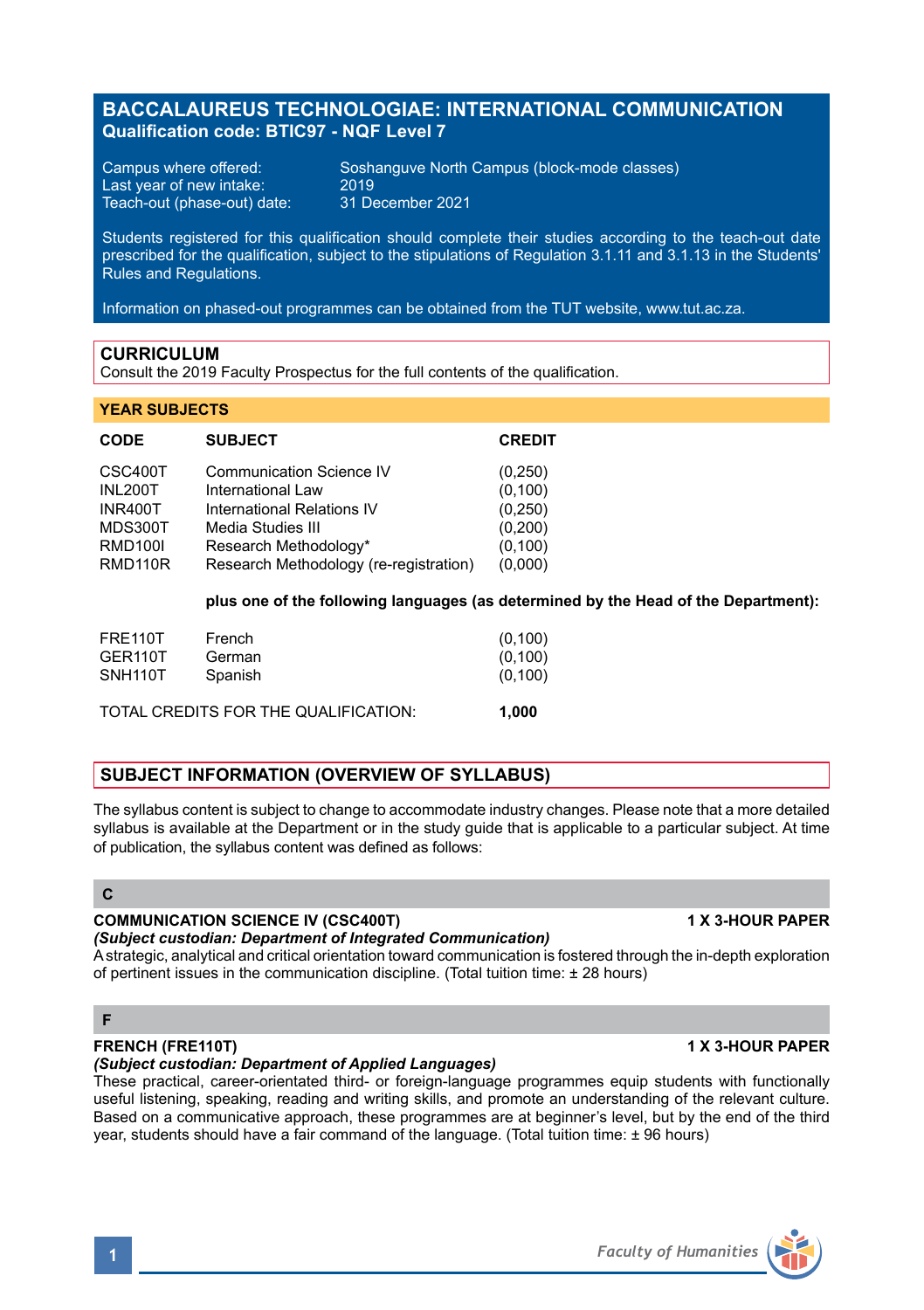# BACCALAUREUS TECHNOLOGIAE: INTERNATIONAL COMMUNICATION

**Qualification code: BTIC97 - NQF Level 7**

Campus where offered: Soshanguve North Campus (block-mode classes)
Last year of new intake: 2019
Teach-out (phase-out) date: 31 December 2021

Students registered for this qualification should complete their studies according to the teach-out date prescribed for the qualification, subject to the stipulations of Regulation 3.1.11 and 3.1.13 in the Students' Rules and Regulations.

Information on phased-out programmes can be obtained from the TUT website, www.tut.ac.za.

## CURRICULUM

Consult the 2019 Faculty Prospectus for the full contents of the qualification.

### YEAR SUBJECTS

| CODE | SUBJECT | CREDIT |
|---|---|---|
| CSC400T | Communication Science IV | (0,250) |
| INL200T | International Law | (0,100) |
| INR400T | International Relations IV | (0,250) |
| MDS300T | Media Studies III | (0,200) |
| RMD100I | Research Methodology* | (0,100) |
| RMD110R | Research Methodology (re-registration) | (0,000) |
| | **plus one of the following languages (as determined by the Head of the Department):** | |
| FRE110T | French | (0,100) |
| GER110T | German | (0,100) |
| SNH110T | Spanish | (0,100) |
| | TOTAL CREDITS FOR THE QUALIFICATION: | **1,000** |

## SUBJECT INFORMATION (OVERVIEW OF SYLLABUS)

The syllabus content is subject to change to accommodate industry changes. Please note that a more detailed syllabus is available at the Department or in the study guide that is applicable to a particular subject. At time of publication, the syllabus content was defined as follows:

### C

**COMMUNICATION SCIENCE IV (CSC400T)** **1 X 3-HOUR PAPER**
***(Subject custodian: Department of Integrated Communication)***
A strategic, analytical and critical orientation toward communication is fostered through the in-depth exploration of pertinent issues in the communication discipline. (Total tuition time: ± 28 hours)

### F

**FRENCH (FRE110T)** **1 X 3-HOUR PAPER**
***(Subject custodian: Department of Applied Languages)***
These practical, career-orientated third- or foreign-language programmes equip students with functionally useful listening, speaking, reading and writing skills, and promote an understanding of the relevant culture. Based on a communicative approach, these programmes are at beginner's level, but by the end of the third year, students should have a fair command of the language. (Total tuition time: ± 96 hours)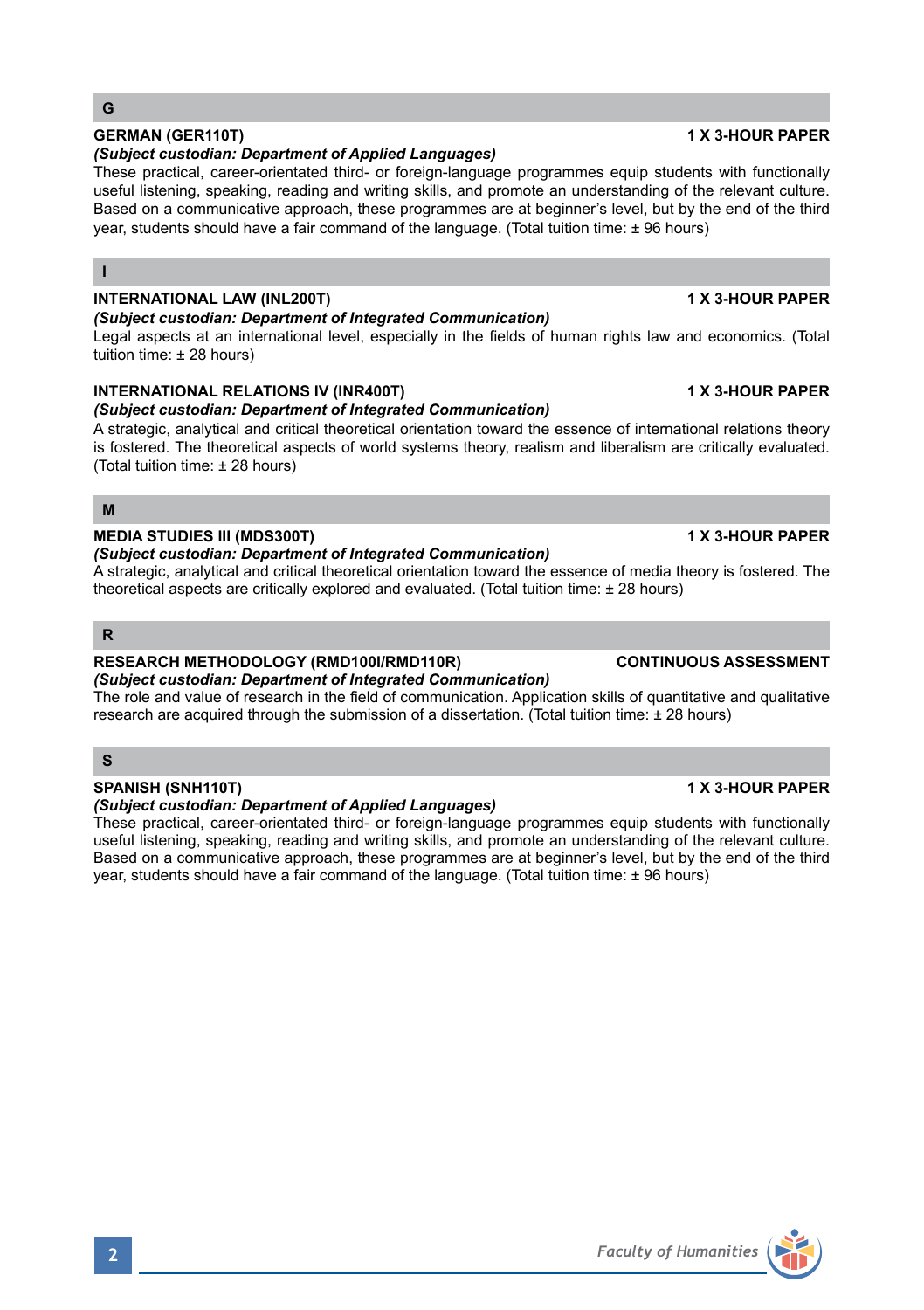## G

### GERMAN (GER110T) — 1 X 3-HOUR PAPER

***(Subject custodian: Department of Applied Languages)***

These practical, career-orientated third- or foreign-language programmes equip students with functionally useful listening, speaking, reading and writing skills, and promote an understanding of the relevant culture. Based on a communicative approach, these programmes are at beginner's level, but by the end of the third year, students should have a fair command of the language. (Total tuition time: ± 96 hours)

## I

### INTERNATIONAL LAW (INL200T) — 1 X 3-HOUR PAPER

***(Subject custodian: Department of Integrated Communication)***

Legal aspects at an international level, especially in the fields of human rights law and economics. (Total tuition time: ± 28 hours)

### INTERNATIONAL RELATIONS IV (INR400T) — 1 X 3-HOUR PAPER

***(Subject custodian: Department of Integrated Communication)***

A strategic, analytical and critical theoretical orientation toward the essence of international relations theory is fostered. The theoretical aspects of world systems theory, realism and liberalism are critically evaluated. (Total tuition time: ± 28 hours)

## M

### MEDIA STUDIES III (MDS300T) — 1 X 3-HOUR PAPER

***(Subject custodian: Department of Integrated Communication)***

A strategic, analytical and critical theoretical orientation toward the essence of media theory is fostered. The theoretical aspects are critically explored and evaluated. (Total tuition time: ± 28 hours)

## R

### RESEARCH METHODOLOGY (RMD100I/RMD110R) — CONTINUOUS ASSESSMENT

***(Subject custodian: Department of Integrated Communication)***

The role and value of research in the field of communication. Application skills of quantitative and qualitative research are acquired through the submission of a dissertation. (Total tuition time: ± 28 hours)

## S

### SPANISH (SNH110T) — 1 X 3-HOUR PAPER

***(Subject custodian: Department of Applied Languages)***

These practical, career-orientated third- or foreign-language programmes equip students with functionally useful listening, speaking, reading and writing skills, and promote an understanding of the relevant culture. Based on a communicative approach, these programmes are at beginner's level, but by the end of the third year, students should have a fair command of the language. (Total tuition time: ± 96 hours)